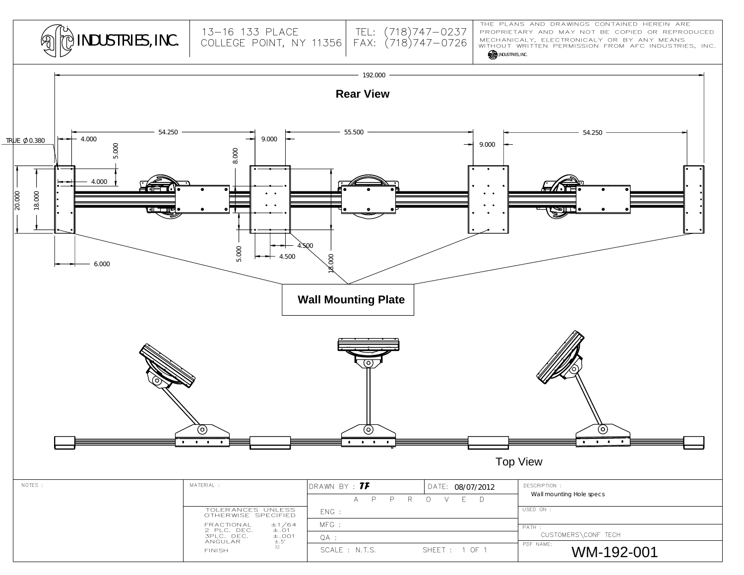# AFC INDUSTRIES, INC.

13–16 133 PLACE
COLLEGE POINT, NY 11356

TEL: (718)747–0237
FAX: (718)747–0726

THE PLANS AND DRAWINGS CONTAINED HEREIN ARE PROPRIETARY AND MAY NOT BE COPIED OR REPRODUCED MECHANICALY, ELECTRONICALY OR BY ANY MEANS WITHOUT WRITTEN PERMISSION FROM AFC INDUSTRIES, INC.

AFC INDUSTRIES, INC.

## Rear View

192.000

54.250 | 55.500 | 54.250

TRUE Ø 0.380

4.000 | 5.000 | 4.000 | 9.000 | 8.000 | 9.000

20.000 | 18.000

5.000 | 4.500 | 4.500 | 18.000

6.000

**Wall Mounting Plate**

## Top View

| NOTES : | MATERIAL : | DRAWN BY : TF | DATE: 08/07/2012 | DESCRIPTION : Wall mounting Hole specs |
| --- | --- | --- | --- | --- |
| | | A P P R O V E D | | |
| | TOLERANCES UNLESS OTHERWISE SPECIFIED | ENG : | | USED ON : |
| | FRACTIONAL ±1/64 | MFG : | | PATH : CUSTOMERS\CONF TECH |
| | 2 PLC. DEC. ±.01 | | | |
| | 3PLC. DEC. ±.001 | QA : | | |
| | ANGULAR ±.5° | | | |
| | FINISH 32 | SCALE : N.T.S. | SHEET : 1 OF 1 | PDF NAME: WM-192-001 |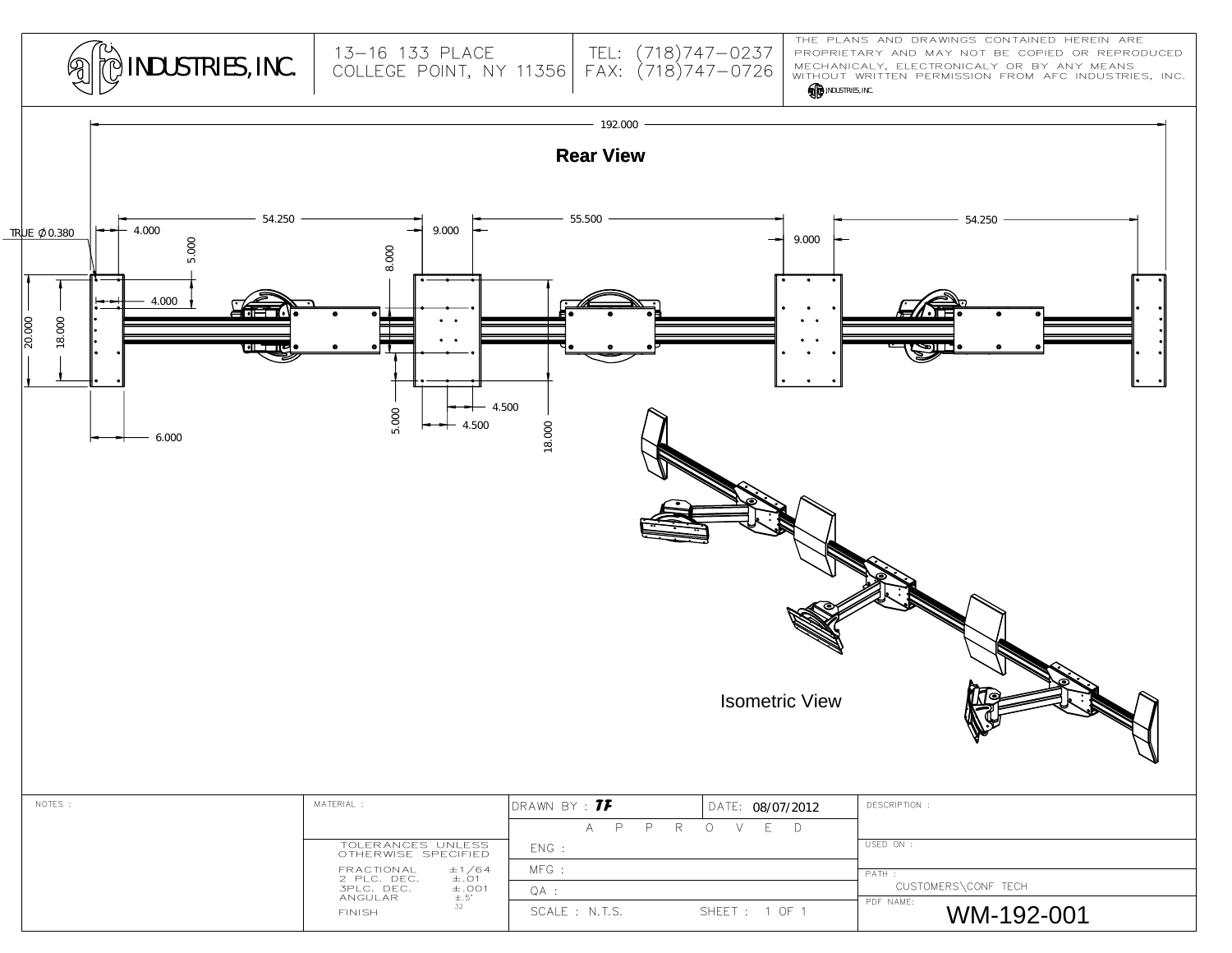# AFC INDUSTRIES, INC.

13-16 133 PLACE
COLLEGE POINT, NY 11356

TEL: (718)747-0237
FAX: (718)747-0726

THE PLANS AND DRAWINGS CONTAINED HEREIN ARE PROPRIETARY AND MAY NOT BE COPIED OR REPRODUCED MECHANICALY, ELECTRONICALY OR BY ANY MEANS WITHOUT WRITTEN PERMISSION FROM AFC INDUSTRIES, INC.

## Rear View

192.000

54.250 | 55.500 | 54.250

TRUE Ø 0.380

4.000 | 5.000 | 4.000 | 8.000 | 9.000 | 9.000

20.000 | 18.000

5.000 | 4.500 | 4.500 | 18.000

6.000

## Isometric View

| NOTES : | MATERIAL : | DRAWN BY : TF | DATE: 08/07/2012 | DESCRIPTION : |
|---|---|---|---|---|
| | | A P P R O V E D | | |
| | TOLERANCES UNLESS OTHERWISE SPECIFIED | ENG : | | USED ON : |
| | FRACTIONAL ±1/64<br>2 PLC. DEC. ±.01<br>3PLC. DEC. ±.001<br>ANGULAR ±.5° | MFG : | | PATH : CUSTOMERS\CONF TECH |
| | FINISH 32 | QA : | | PDF NAME: |
| | | SCALE : N.T.S. | SHEET : 1 OF 1 | WM-192-001 |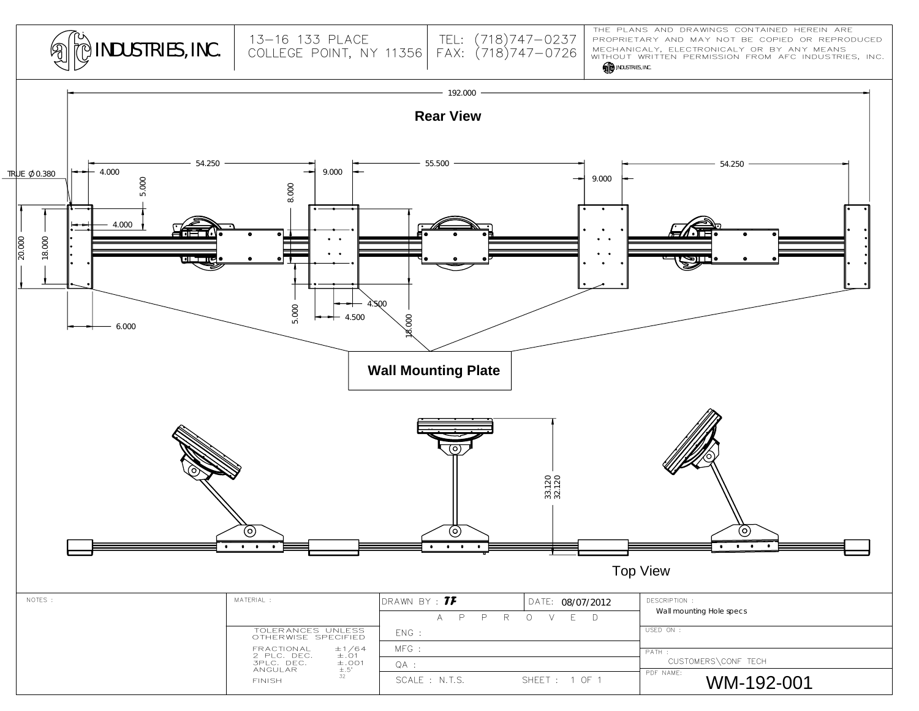# AFC INDUSTRIES, INC.

13-16 133 PLACE
COLLEGE POINT, NY 11356

TEL: (718)747-0237
FAX: (718)747-0726

THE PLANS AND DRAWINGS CONTAINED HEREIN ARE PROPRIETARY AND MAY NOT BE COPIED OR REPRODUCED MECHANICALY, ELECTRONICALY OR BY ANY MEANS WITHOUT WRITTEN PERMISSION FROM AFC INDUSTRIES, INC.

## Rear View

192.000

54.250 | 55.500 | 54.250

4.000 | 9.000 | 9.000

TRUE Ø 0.380

5.000 | 8.000 | 4.000

20.000 | 18.000

6.000 | 4.500 | 4.500 | 5.000 | 18.000

**Wall Mounting Plate**

## Top View

33.120
32.120

| NOTES : | MATERIAL : | DRAWN BY : TF | DATE: 08/07/2012 | DESCRIPTION : Wall mounting Hole specs |
|---|---|---|---|---|
| | | APPROVED | | |
| | TOLERANCES UNLESS OTHERWISE SPECIFIED | ENG : | | USED ON : |
| | FRACTIONAL ±1/64 | MFG : | | PATH : CUSTOMERS\CONF TECH |
| | 2 PLC. DEC. ±.01 | | | |
| | 3PLC. DEC. ±.001 | QA : | | |
| | ANGULAR ±.5° | | | |
| | FINISH 32 | SCALE : N.T.S. | SHEET : 1 OF 1 | PDF NAME: WM-192-001 |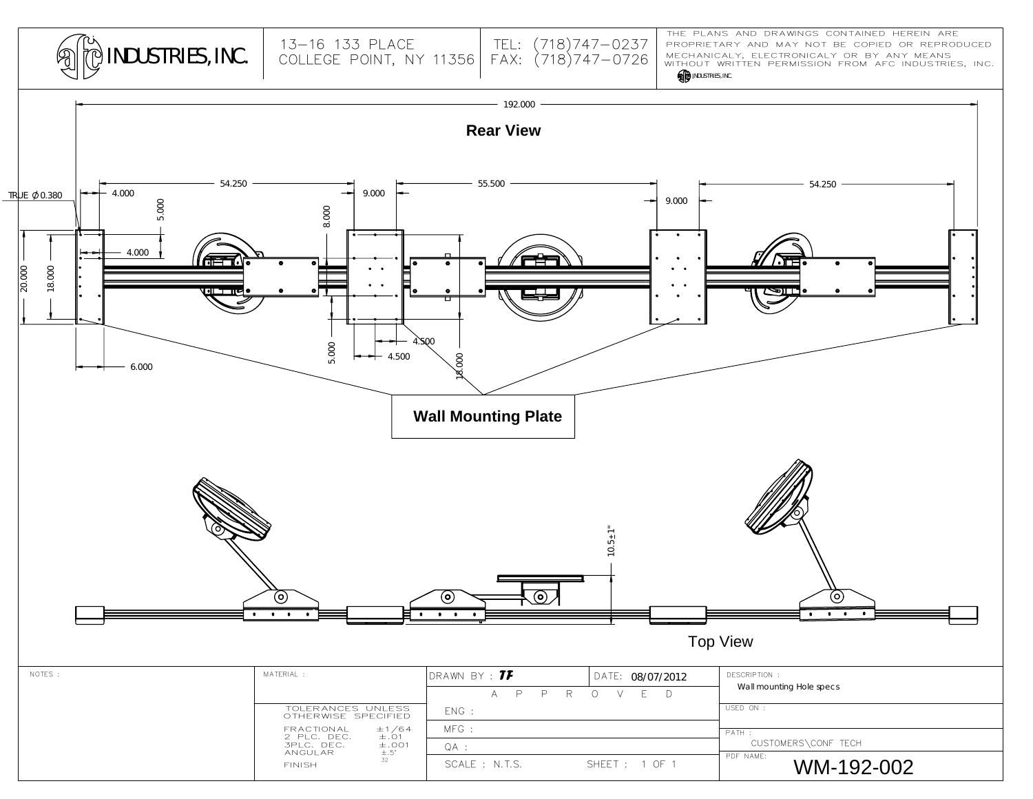AFC INDUSTRIES, INC.

13–16 133 PLACE
COLLEGE POINT, NY 11356

TEL: (718)747–0237
FAX: (718)747–0726

THE PLANS AND DRAWINGS CONTAINED HEREIN ARE PROPRIETARY AND MAY NOT BE COPIED OR REPRODUCED MECHANICALY, ELECTRONICALY OR BY ANY MEANS WITHOUT WRITTEN PERMISSION FROM AFC INDUSTRIES, INC.

## Rear View

192.000

54.250
55.500
54.250
9.000
9.000
4.000
TRUE Ø 0.380
5.000
8.000
4.000
20.000
18.000
4.500
4.500
5.000
18.000
6.000

**Wall Mounting Plate**

10.5±1"

## Top View

| | | | |
|---|---|---|---|
| NOTES : | MATERIAL : | DRAWN BY : TF / DATE: 08/07/2012 | DESCRIPTION : Wall mounting Hole specs |
| | TOLERANCES UNLESS OTHERWISE SPECIFIED | APPROVED | USED ON : |
| | FRACTIONAL ±1/64 | ENG : | |
| | 2 PLC. DEC. ±.01 | MFG : | PATH : CUSTOMERS\CONF TECH |
| | 3PLC. DEC. ±.001 | QA : | |
| | ANGULAR ±.5° | | PDF NAME: WM-192-002 |
| | FINISH 32 | SCALE : N.T.S. / SHEET : 1 OF 1 | |